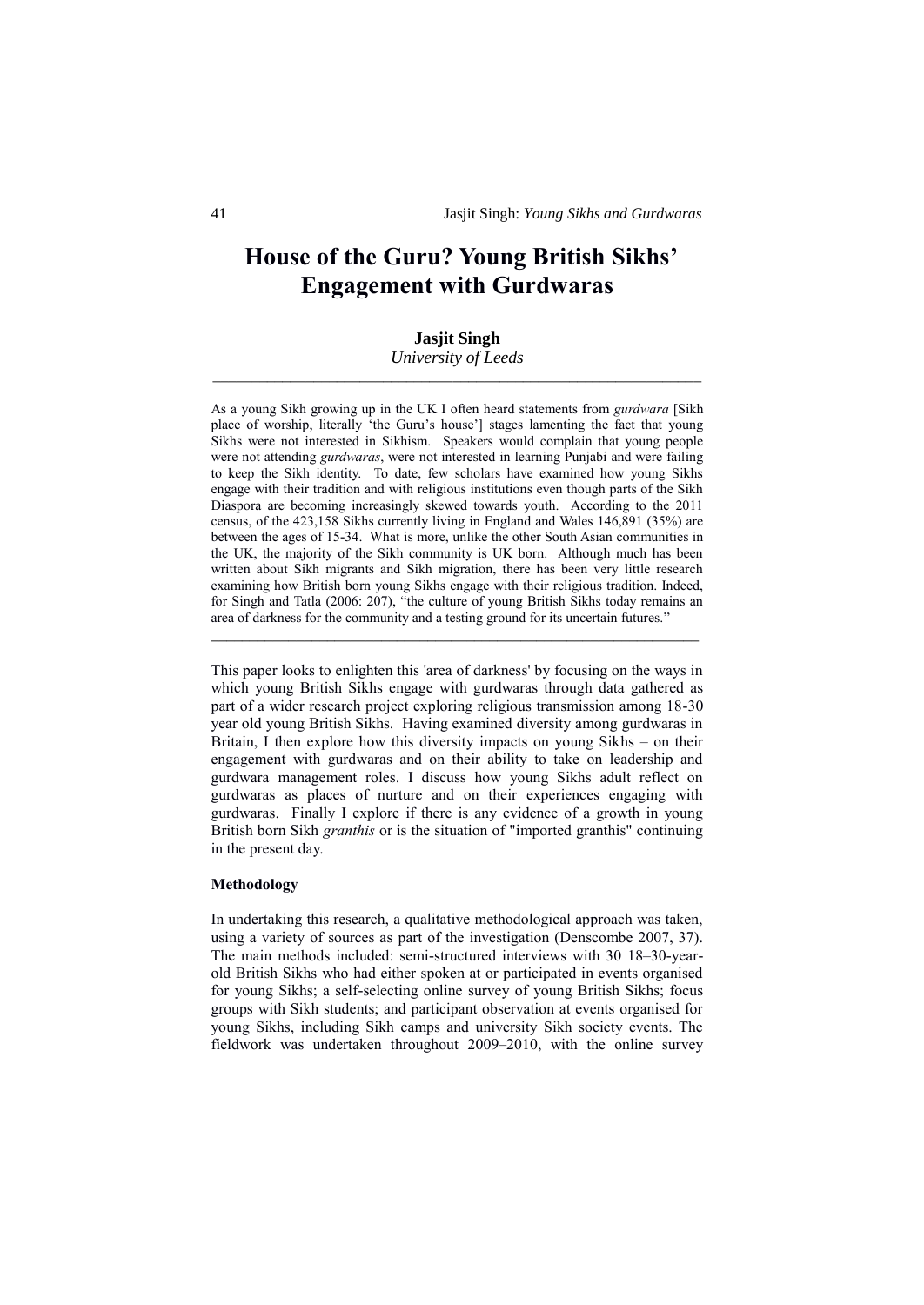# House of the Guru? Young British Sikhs' Engagement with Gurdwaras

**Jasjit Singh**
*University of Leeds*

---

As a young Sikh growing up in the UK I often heard statements from *gurdwara* [Sikh place of worship, literally 'the Guru's house'] stages lamenting the fact that young Sikhs were not interested in Sikhism. Speakers would complain that young people were not attending *gurdwaras*, were not interested in learning Punjabi and were failing to keep the Sikh identity. To date, few scholars have examined how young Sikhs engage with their tradition and with religious institutions even though parts of the Sikh Diaspora are becoming increasingly skewed towards youth. According to the 2011 census, of the 423,158 Sikhs currently living in England and Wales 146,891 (35%) are between the ages of 15-34. What is more, unlike the other South Asian communities in the UK, the majority of the Sikh community is UK born. Although much has been written about Sikh migrants and Sikh migration, there has been very little research examining how British born young Sikhs engage with their religious tradition. Indeed, for Singh and Tatla (2006: 207), "the culture of young British Sikhs today remains an area of darkness for the community and a testing ground for its uncertain futures."

---

This paper looks to enlighten this 'area of darkness' by focusing on the ways in which young British Sikhs engage with gurdwaras through data gathered as part of a wider research project exploring religious transmission among 18-30 year old young British Sikhs. Having examined diversity among gurdwaras in Britain, I then explore how this diversity impacts on young Sikhs – on their engagement with gurdwaras and on their ability to take on leadership and gurdwara management roles. I discuss how young Sikhs adult reflect on gurdwaras as places of nurture and on their experiences engaging with gurdwaras. Finally I explore if there is any evidence of a growth in young British born Sikh *granthis* or is the situation of "imported granthis" continuing in the present day.

**Methodology**

In undertaking this research, a qualitative methodological approach was taken, using a variety of sources as part of the investigation (Denscombe 2007, 37). The main methods included: semi-structured interviews with 30 18–30-year-old British Sikhs who had either spoken at or participated in events organised for young Sikhs; a self-selecting online survey of young British Sikhs; focus groups with Sikh students; and participant observation at events organised for young Sikhs, including Sikh camps and university Sikh society events. The fieldwork was undertaken throughout 2009–2010, with the online survey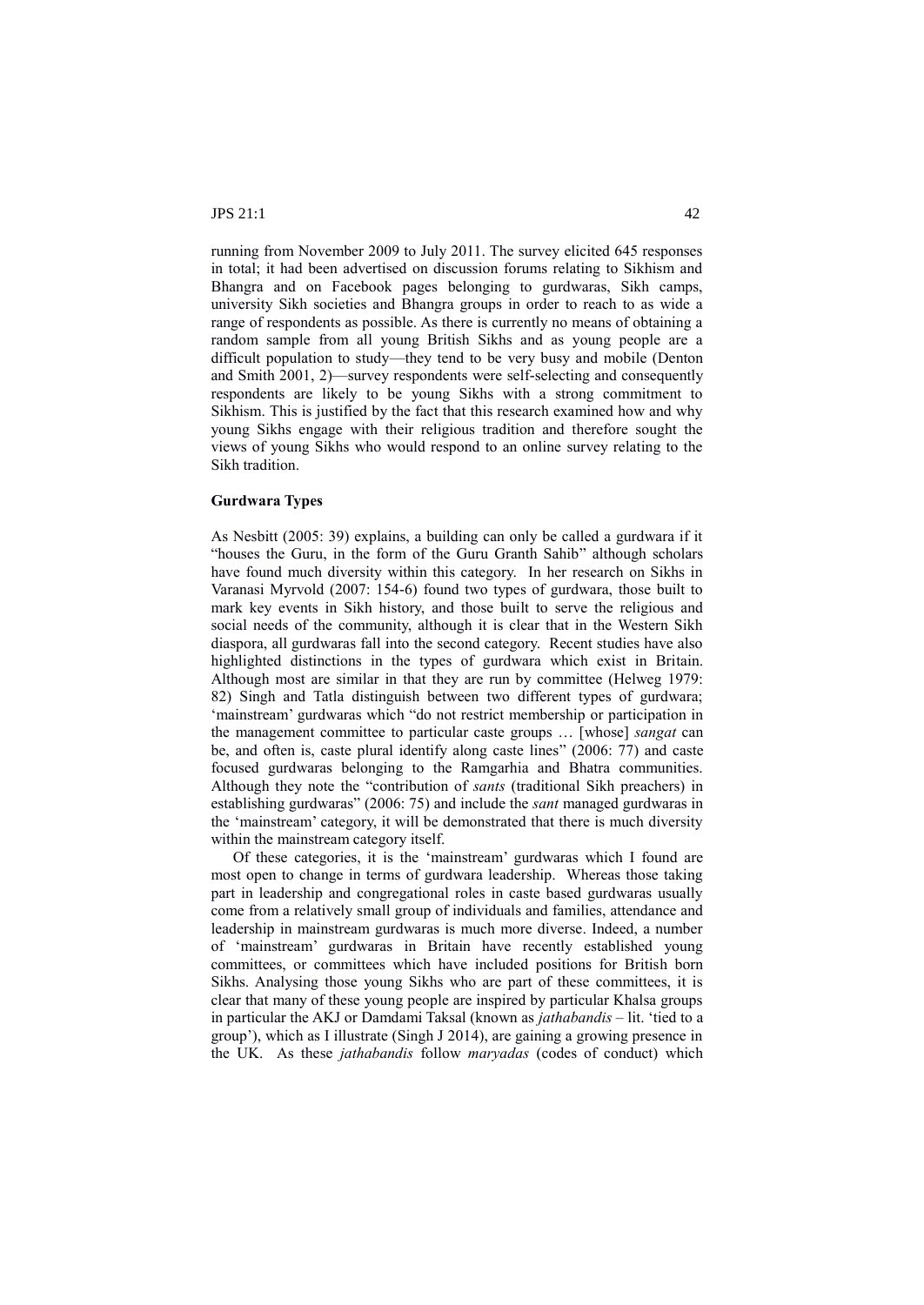running from November 2009 to July 2011. The survey elicited 645 responses in total; it had been advertised on discussion forums relating to Sikhism and Bhangra and on Facebook pages belonging to gurdwaras, Sikh camps, university Sikh societies and Bhangra groups in order to reach to as wide a range of respondents as possible. As there is currently no means of obtaining a random sample from all young British Sikhs and as young people are a difficult population to study—they tend to be very busy and mobile (Denton and Smith 2001, 2)—survey respondents were self-selecting and consequently respondents are likely to be young Sikhs with a strong commitment to Sikhism. This is justified by the fact that this research examined how and why young Sikhs engage with their religious tradition and therefore sought the views of young Sikhs who would respond to an online survey relating to the Sikh tradition.

## Gurdwara Types

As Nesbitt (2005: 39) explains, a building can only be called a gurdwara if it "houses the Guru, in the form of the Guru Granth Sahib" although scholars have found much diversity within this category. In her research on Sikhs in Varanasi Myrvold (2007: 154-6) found two types of gurdwara, those built to mark key events in Sikh history, and those built to serve the religious and social needs of the community, although it is clear that in the Western Sikh diaspora, all gurdwaras fall into the second category. Recent studies have also highlighted distinctions in the types of gurdwara which exist in Britain. Although most are similar in that they are run by committee (Helweg 1979: 82) Singh and Tatla distinguish between two different types of gurdwara; 'mainstream' gurdwaras which "do not restrict membership or participation in the management committee to particular caste groups … [whose] *sangat* can be, and often is, caste plural identify along caste lines" (2006: 77) and caste focused gurdwaras belonging to the Ramgarhia and Bhatra communities. Although they note the "contribution of *sants* (traditional Sikh preachers) in establishing gurdwaras" (2006: 75) and include the *sant* managed gurdwaras in the 'mainstream' category, it will be demonstrated that there is much diversity within the mainstream category itself.

Of these categories, it is the 'mainstream' gurdwaras which I found are most open to change in terms of gurdwara leadership. Whereas those taking part in leadership and congregational roles in caste based gurdwaras usually come from a relatively small group of individuals and families, attendance and leadership in mainstream gurdwaras is much more diverse. Indeed, a number of 'mainstream' gurdwaras in Britain have recently established young committees, or committees which have included positions for British born Sikhs. Analysing those young Sikhs who are part of these committees, it is clear that many of these young people are inspired by particular Khalsa groups in particular the AKJ or Damdami Taksal (known as *jathabandis* – lit. 'tied to a group'), which as I illustrate (Singh J 2014), are gaining a growing presence in the UK. As these *jathabandis* follow *maryadas* (codes of conduct) which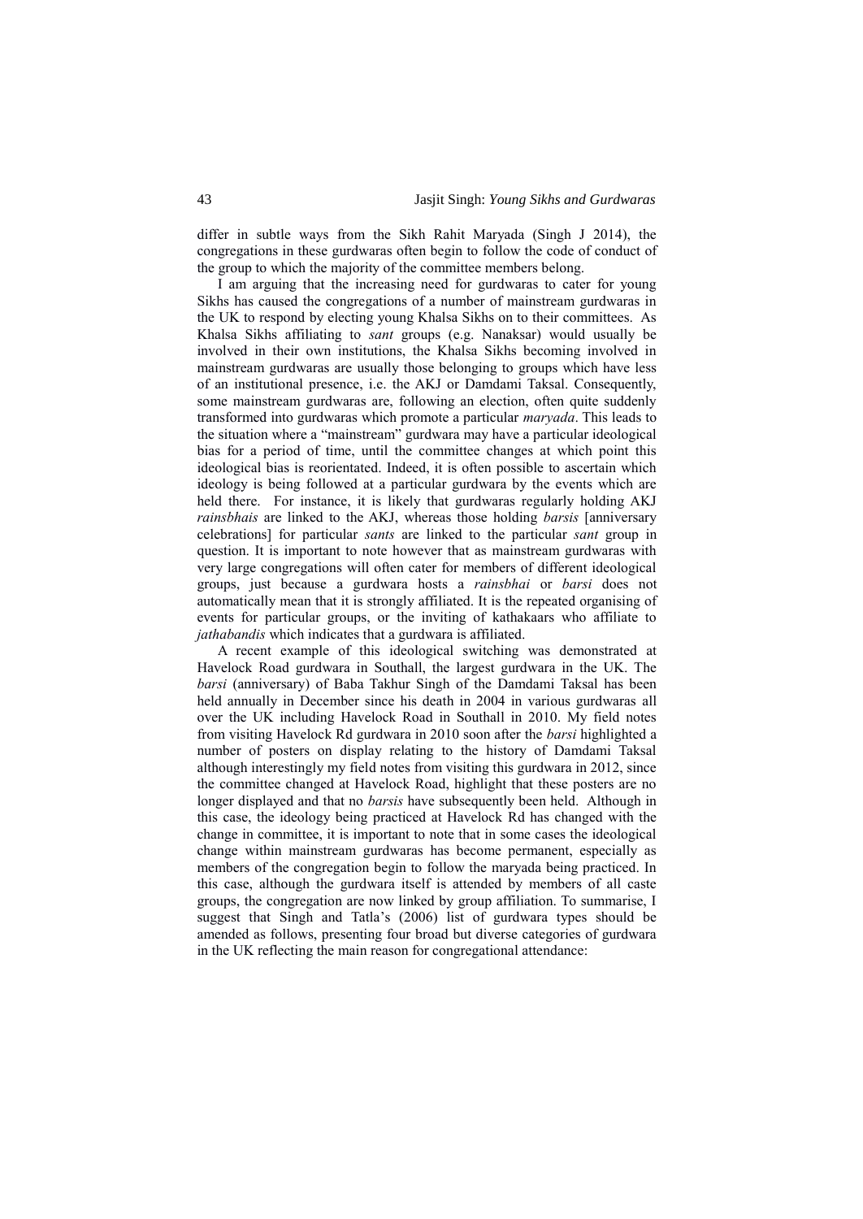differ in subtle ways from the Sikh Rahit Maryada (Singh J 2014), the congregations in these gurdwaras often begin to follow the code of conduct of the group to which the majority of the committee members belong.

I am arguing that the increasing need for gurdwaras to cater for young Sikhs has caused the congregations of a number of mainstream gurdwaras in the UK to respond by electing young Khalsa Sikhs on to their committees. As Khalsa Sikhs affiliating to *sant* groups (e.g. Nanaksar) would usually be involved in their own institutions, the Khalsa Sikhs becoming involved in mainstream gurdwaras are usually those belonging to groups which have less of an institutional presence, i.e. the AKJ or Damdami Taksal. Consequently, some mainstream gurdwaras are, following an election, often quite suddenly transformed into gurdwaras which promote a particular *maryada*. This leads to the situation where a "mainstream" gurdwara may have a particular ideological bias for a period of time, until the committee changes at which point this ideological bias is reorientated. Indeed, it is often possible to ascertain which ideology is being followed at a particular gurdwara by the events which are held there. For instance, it is likely that gurdwaras regularly holding AKJ *rainsbhais* are linked to the AKJ, whereas those holding *barsis* [anniversary celebrations] for particular *sants* are linked to the particular *sant* group in question. It is important to note however that as mainstream gurdwaras with very large congregations will often cater for members of different ideological groups, just because a gurdwara hosts a *rainsbhai* or *barsi* does not automatically mean that it is strongly affiliated. It is the repeated organising of events for particular groups, or the inviting of kathakaars who affiliate to *jathabandis* which indicates that a gurdwara is affiliated.

A recent example of this ideological switching was demonstrated at Havelock Road gurdwara in Southall, the largest gurdwara in the UK. The *barsi* (anniversary) of Baba Takhur Singh of the Damdami Taksal has been held annually in December since his death in 2004 in various gurdwaras all over the UK including Havelock Road in Southall in 2010. My field notes from visiting Havelock Rd gurdwara in 2010 soon after the *barsi* highlighted a number of posters on display relating to the history of Damdami Taksal although interestingly my field notes from visiting this gurdwara in 2012, since the committee changed at Havelock Road, highlight that these posters are no longer displayed and that no *barsis* have subsequently been held. Although in this case, the ideology being practiced at Havelock Rd has changed with the change in committee, it is important to note that in some cases the ideological change within mainstream gurdwaras has become permanent, especially as members of the congregation begin to follow the maryada being practiced. In this case, although the gurdwara itself is attended by members of all caste groups, the congregation are now linked by group affiliation. To summarise, I suggest that Singh and Tatla's (2006) list of gurdwara types should be amended as follows, presenting four broad but diverse categories of gurdwara in the UK reflecting the main reason for congregational attendance: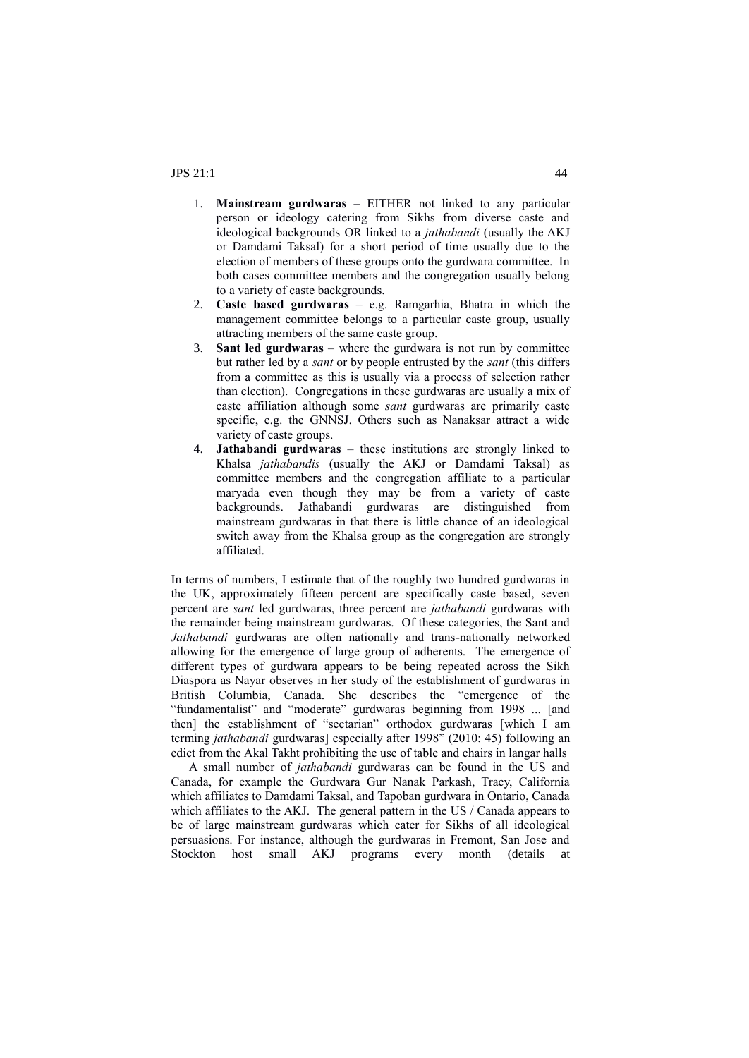1. **Mainstream gurdwaras** – EITHER not linked to any particular person or ideology catering from Sikhs from diverse caste and ideological backgrounds OR linked to a *jathabandi* (usually the AKJ or Damdami Taksal) for a short period of time usually due to the election of members of these groups onto the gurdwara committee. In both cases committee members and the congregation usually belong to a variety of caste backgrounds.
2. **Caste based gurdwaras** – e.g. Ramgarhia, Bhatra in which the management committee belongs to a particular caste group, usually attracting members of the same caste group.
3. **Sant led gurdwaras** – where the gurdwara is not run by committee but rather led by a *sant* or by people entrusted by the *sant* (this differs from a committee as this is usually via a process of selection rather than election). Congregations in these gurdwaras are usually a mix of caste affiliation although some *sant* gurdwaras are primarily caste specific, e.g. the GNNSJ. Others such as Nanaksar attract a wide variety of caste groups.
4. **Jathabandi gurdwaras** – these institutions are strongly linked to Khalsa *jathabandis* (usually the AKJ or Damdami Taksal) as committee members and the congregation affiliate to a particular maryada even though they may be from a variety of caste backgrounds. Jathabandi gurdwaras are distinguished from mainstream gurdwaras in that there is little chance of an ideological switch away from the Khalsa group as the congregation are strongly affiliated.

In terms of numbers, I estimate that of the roughly two hundred gurdwaras in the UK, approximately fifteen percent are specifically caste based, seven percent are *sant* led gurdwaras, three percent are *jathabandi* gurdwaras with the remainder being mainstream gurdwaras. Of these categories, the Sant and *Jathabandi* gurdwaras are often nationally and trans-nationally networked allowing for the emergence of large group of adherents. The emergence of different types of gurdwara appears to be being repeated across the Sikh Diaspora as Nayar observes in her study of the establishment of gurdwaras in British Columbia, Canada. She describes the "emergence of the "fundamentalist" and "moderate" gurdwaras beginning from 1998 ... [and then] the establishment of "sectarian" orthodox gurdwaras [which I am terming *jathabandi* gurdwaras] especially after 1998" (2010: 45) following an edict from the Akal Takht prohibiting the use of table and chairs in langar halls

A small number of *jathabandi* gurdwaras can be found in the US and Canada, for example the Gurdwara Gur Nanak Parkash, Tracy, California which affiliates to Damdami Taksal, and Tapoban gurdwara in Ontario, Canada which affiliates to the AKJ. The general pattern in the US / Canada appears to be of large mainstream gurdwaras which cater for Sikhs of all ideological persuasions. For instance, although the gurdwaras in Fremont, San Jose and Stockton host small AKJ programs every month (details at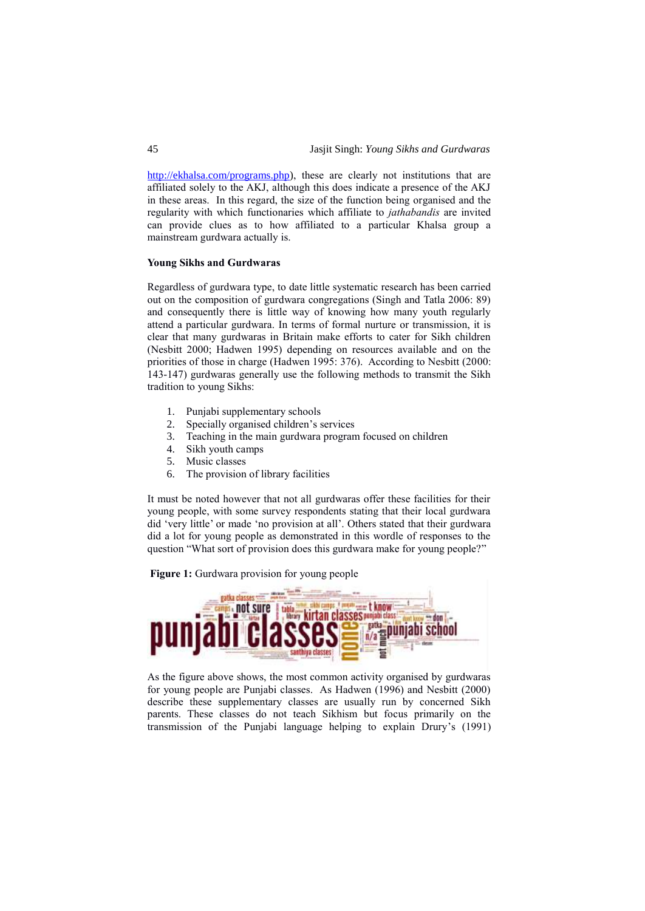http://ekhalsa.com/programs.php), these are clearly not institutions that are affiliated solely to the AKJ, although this does indicate a presence of the AKJ in these areas. In this regard, the size of the function being organised and the regularity with which functionaries which affiliate to *jathabandis* are invited can provide clues as to how affiliated to a particular Khalsa group a mainstream gurdwara actually is.

**Young Sikhs and Gurdwaras**

Regardless of gurdwara type, to date little systematic research has been carried out on the composition of gurdwara congregations (Singh and Tatla 2006: 89) and consequently there is little way of knowing how many youth regularly attend a particular gurdwara. In terms of formal nurture or transmission, it is clear that many gurdwaras in Britain make efforts to cater for Sikh children (Nesbitt 2000; Hadwen 1995) depending on resources available and on the priorities of those in charge (Hadwen 1995: 376). According to Nesbitt (2000: 143-147) gurdwaras generally use the following methods to transmit the Sikh tradition to young Sikhs:

1. Punjabi supplementary schools
2. Specially organised children's services
3. Teaching in the main gurdwara program focused on children
4. Sikh youth camps
5. Music classes
6. The provision of library facilities

It must be noted however that not all gurdwaras offer these facilities for their young people, with some survey respondents stating that their local gurdwara did 'very little' or made 'no provision at all'. Others stated that their gurdwara did a lot for young people as demonstrated in this wordle of responses to the question "What sort of provision does this gurdwara make for young people?"

**Figure 1:** Gurdwara provision for young people

As the figure above shows, the most common activity organised by gurdwaras for young people are Punjabi classes. As Hadwen (1996) and Nesbitt (2000) describe these supplementary classes are usually run by concerned Sikh parents. These classes do not teach Sikhism but focus primarily on the transmission of the Punjabi language helping to explain Drury's (1991)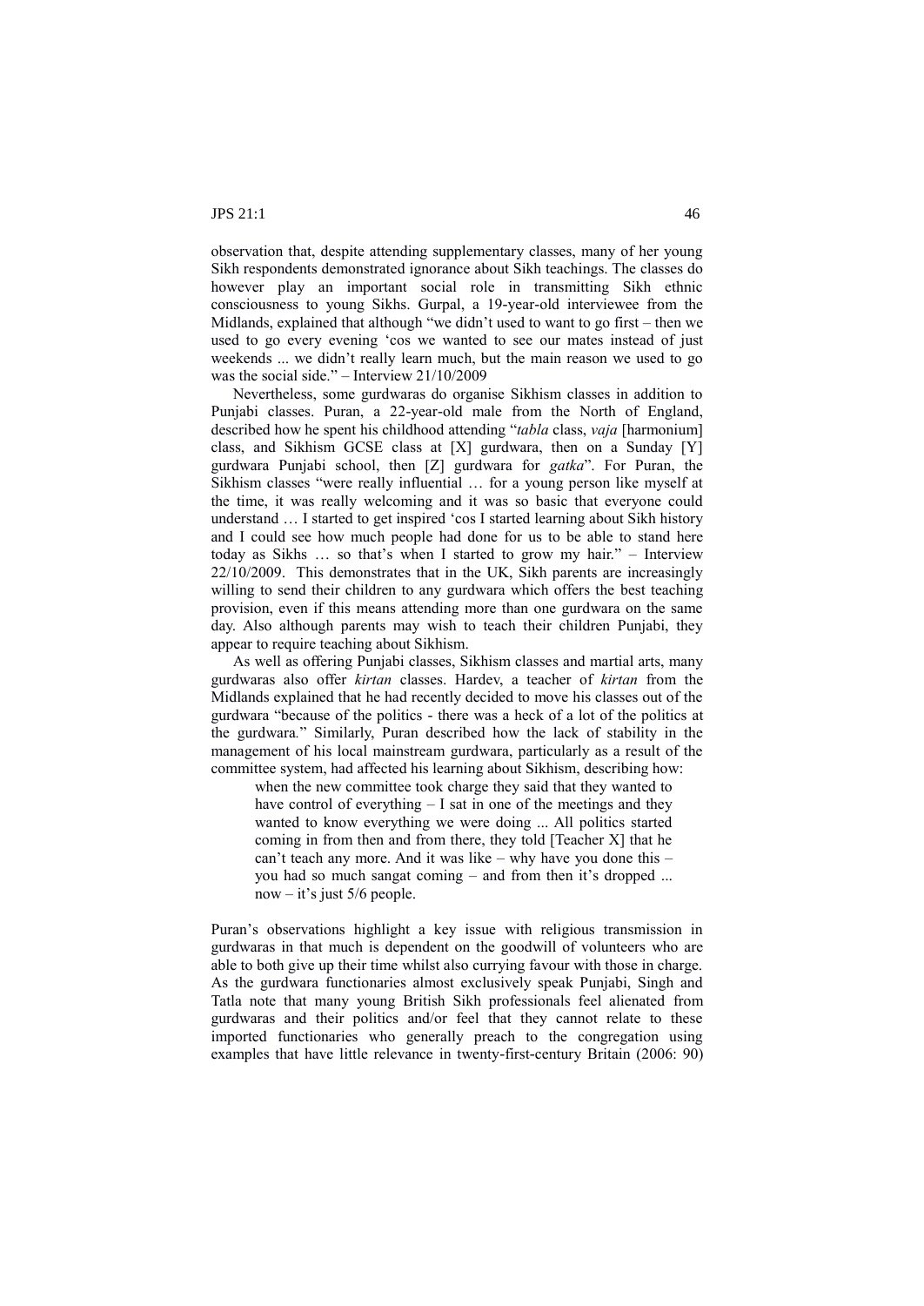observation that, despite attending supplementary classes, many of her young Sikh respondents demonstrated ignorance about Sikh teachings. The classes do however play an important social role in transmitting Sikh ethnic consciousness to young Sikhs. Gurpal, a 19-year-old interviewee from the Midlands, explained that although "we didn't used to want to go first – then we used to go every evening 'cos we wanted to see our mates instead of just weekends ... we didn't really learn much, but the main reason we used to go was the social side." – Interview 21/10/2009

Nevertheless, some gurdwaras do organise Sikhism classes in addition to Punjabi classes. Puran, a 22-year-old male from the North of England, described how he spent his childhood attending "*tabla* class, *vaja* [harmonium] class, and Sikhism GCSE class at [X] gurdwara, then on a Sunday [Y] gurdwara Punjabi school, then [Z] gurdwara for *gatka*". For Puran, the Sikhism classes "were really influential … for a young person like myself at the time, it was really welcoming and it was so basic that everyone could understand … I started to get inspired 'cos I started learning about Sikh history and I could see how much people had done for us to be able to stand here today as Sikhs … so that's when I started to grow my hair." – Interview 22/10/2009. This demonstrates that in the UK, Sikh parents are increasingly willing to send their children to any gurdwara which offers the best teaching provision, even if this means attending more than one gurdwara on the same day. Also although parents may wish to teach their children Punjabi, they appear to require teaching about Sikhism.

As well as offering Punjabi classes, Sikhism classes and martial arts, many gurdwaras also offer *kirtan* classes. Hardev, a teacher of *kirtan* from the Midlands explained that he had recently decided to move his classes out of the gurdwara "because of the politics - there was a heck of a lot of the politics at the gurdwara." Similarly, Puran described how the lack of stability in the management of his local mainstream gurdwara, particularly as a result of the committee system, had affected his learning about Sikhism, describing how:

> when the new committee took charge they said that they wanted to have control of everything – I sat in one of the meetings and they wanted to know everything we were doing ... All politics started coming in from then and from there, they told [Teacher X] that he can't teach any more. And it was like – why have you done this – you had so much sangat coming – and from then it's dropped ... now – it's just 5/6 people.

Puran's observations highlight a key issue with religious transmission in gurdwaras in that much is dependent on the goodwill of volunteers who are able to both give up their time whilst also currying favour with those in charge. As the gurdwara functionaries almost exclusively speak Punjabi, Singh and Tatla note that many young British Sikh professionals feel alienated from gurdwaras and their politics and/or feel that they cannot relate to these imported functionaries who generally preach to the congregation using examples that have little relevance in twenty-first-century Britain (2006: 90)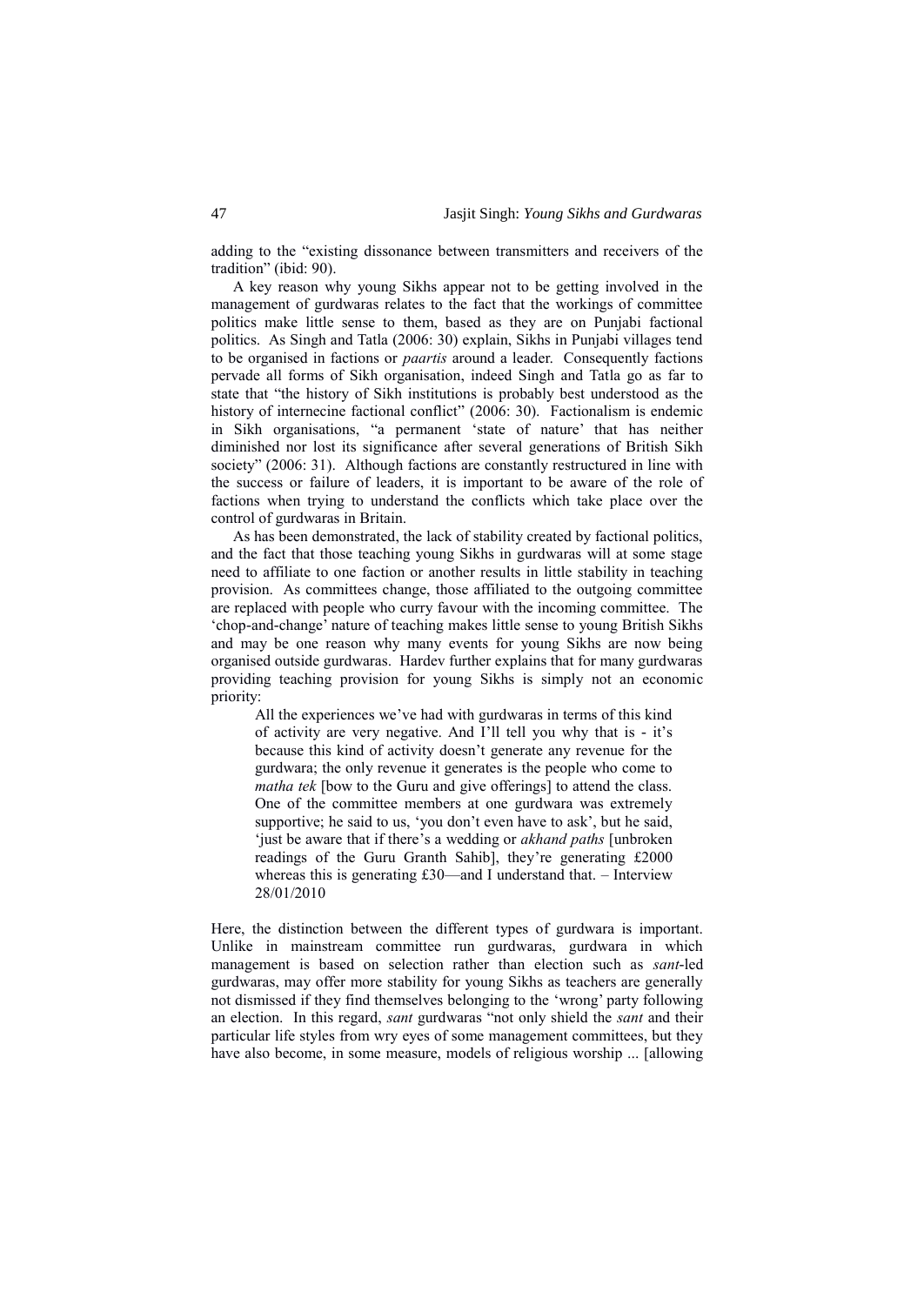adding to the "existing dissonance between transmitters and receivers of the tradition" (ibid: 90).

A key reason why young Sikhs appear not to be getting involved in the management of gurdwaras relates to the fact that the workings of committee politics make little sense to them, based as they are on Punjabi factional politics. As Singh and Tatla (2006: 30) explain, Sikhs in Punjabi villages tend to be organised in factions or *paartis* around a leader. Consequently factions pervade all forms of Sikh organisation, indeed Singh and Tatla go as far to state that "the history of Sikh institutions is probably best understood as the history of internecine factional conflict" (2006: 30). Factionalism is endemic in Sikh organisations, "a permanent 'state of nature' that has neither diminished nor lost its significance after several generations of British Sikh society" (2006: 31). Although factions are constantly restructured in line with the success or failure of leaders, it is important to be aware of the role of factions when trying to understand the conflicts which take place over the control of gurdwaras in Britain.

As has been demonstrated, the lack of stability created by factional politics, and the fact that those teaching young Sikhs in gurdwaras will at some stage need to affiliate to one faction or another results in little stability in teaching provision. As committees change, those affiliated to the outgoing committee are replaced with people who curry favour with the incoming committee. The 'chop-and-change' nature of teaching makes little sense to young British Sikhs and may be one reason why many events for young Sikhs are now being organised outside gurdwaras. Hardev further explains that for many gurdwaras providing teaching provision for young Sikhs is simply not an economic priority:

> All the experiences we've had with gurdwaras in terms of this kind of activity are very negative. And I'll tell you why that is - it's because this kind of activity doesn't generate any revenue for the gurdwara; the only revenue it generates is the people who come to *matha tek* [bow to the Guru and give offerings] to attend the class. One of the committee members at one gurdwara was extremely supportive; he said to us, 'you don't even have to ask', but he said, 'just be aware that if there's a wedding or *akhand paths* [unbroken readings of the Guru Granth Sahib], they're generating £2000 whereas this is generating £30—and I understand that. – Interview 28/01/2010

Here, the distinction between the different types of gurdwara is important. Unlike in mainstream committee run gurdwaras, gurdwara in which management is based on selection rather than election such as *sant*-led gurdwaras, may offer more stability for young Sikhs as teachers are generally not dismissed if they find themselves belonging to the 'wrong' party following an election. In this regard, *sant* gurdwaras "not only shield the *sant* and their particular life styles from wry eyes of some management committees, but they have also become, in some measure, models of religious worship ... [allowing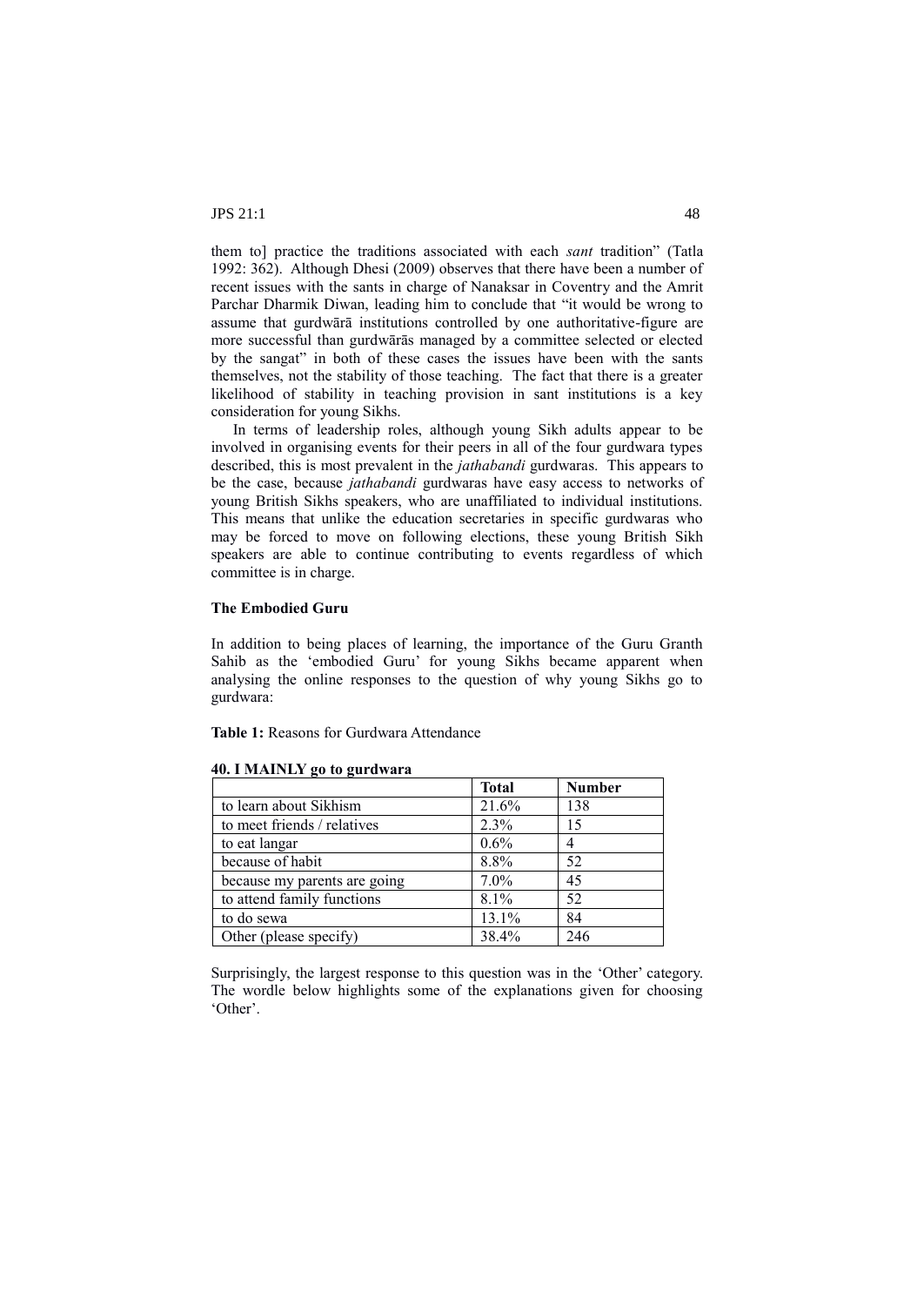them to] practice the traditions associated with each *sant* tradition" (Tatla 1992: 362). Although Dhesi (2009) observes that there have been a number of recent issues with the sants in charge of Nanaksar in Coventry and the Amrit Parchar Dharmik Diwan, leading him to conclude that "it would be wrong to assume that gurdwārā institutions controlled by one authoritative-figure are more successful than gurdwārās managed by a committee selected or elected by the sangat" in both of these cases the issues have been with the sants themselves, not the stability of those teaching. The fact that there is a greater likelihood of stability in teaching provision in sant institutions is a key consideration for young Sikhs.

In terms of leadership roles, although young Sikh adults appear to be involved in organising events for their peers in all of the four gurdwara types described, this is most prevalent in the *jathabandi* gurdwaras. This appears to be the case, because *jathabandi* gurdwaras have easy access to networks of young British Sikhs speakers, who are unaffiliated to individual institutions. This means that unlike the education secretaries in specific gurdwaras who may be forced to move on following elections, these young British Sikh speakers are able to continue contributing to events regardless of which committee is in charge.

**The Embodied Guru**

In addition to being places of learning, the importance of the Guru Granth Sahib as the 'embodied Guru' for young Sikhs became apparent when analysing the online responses to the question of why young Sikhs go to gurdwara:

**Table 1:** Reasons for Gurdwara Attendance

**40. I MAINLY go to gurdwara**

| | Total | Number |
|---|---|---|
| to learn about Sikhism | 21.6% | 138 |
| to meet friends / relatives | 2.3% | 15 |
| to eat langar | 0.6% | 4 |
| because of habit | 8.8% | 52 |
| because my parents are going | 7.0% | 45 |
| to attend family functions | 8.1% | 52 |
| to do sewa | 13.1% | 84 |
| Other (please specify) | 38.4% | 246 |

Surprisingly, the largest response to this question was in the 'Other' category. The wordle below highlights some of the explanations given for choosing 'Other'.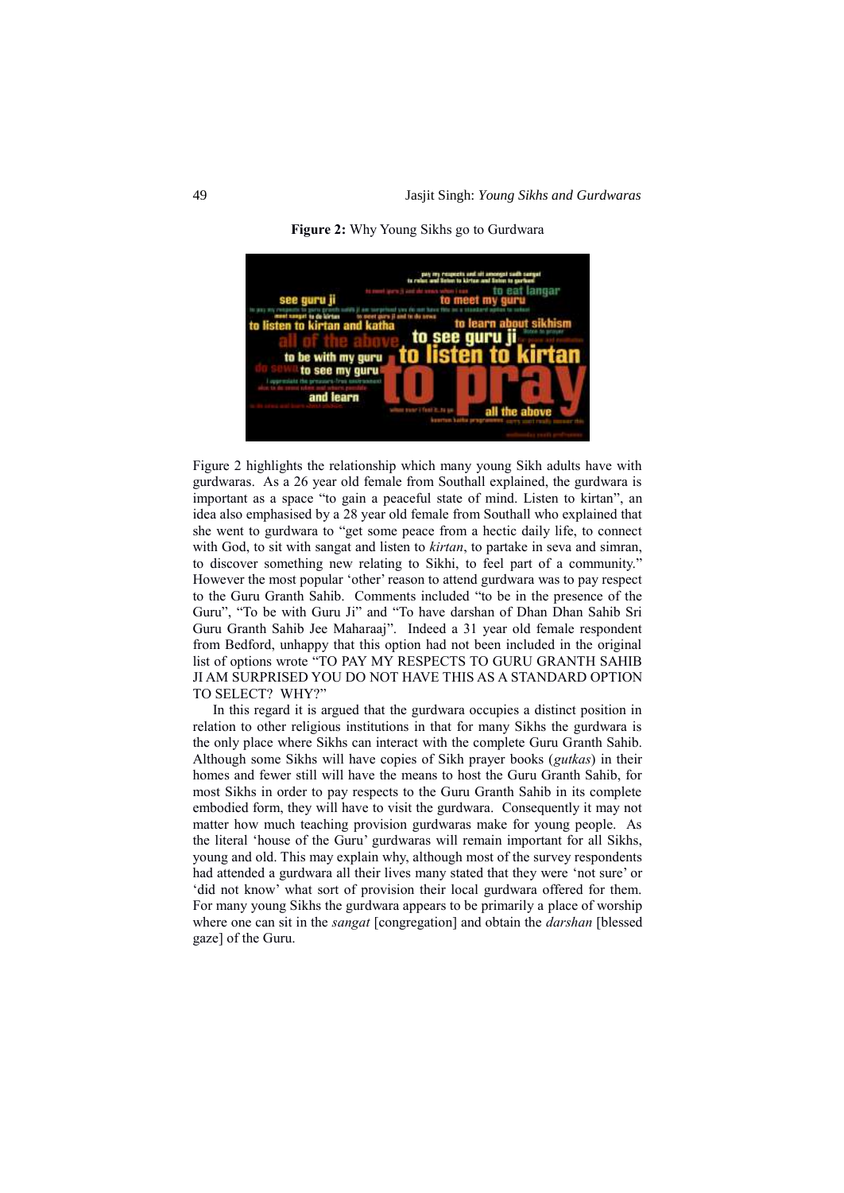**Figure 2:** Why Young Sikhs go to Gurdwara

Figure 2 highlights the relationship which many young Sikh adults have with gurdwaras. As a 26 year old female from Southall explained, the gurdwara is important as a space "to gain a peaceful state of mind. Listen to kirtan", an idea also emphasised by a 28 year old female from Southall who explained that she went to gurdwara to "get some peace from a hectic daily life, to connect with God, to sit with sangat and listen to *kirtan*, to partake in seva and simran, to discover something new relating to Sikhi, to feel part of a community." However the most popular 'other' reason to attend gurdwara was to pay respect to the Guru Granth Sahib. Comments included "to be in the presence of the Guru", "To be with Guru Ji" and "To have darshan of Dhan Dhan Sahib Sri Guru Granth Sahib Jee Maharaaj". Indeed a 31 year old female respondent from Bedford, unhappy that this option had not been included in the original list of options wrote "TO PAY MY RESPECTS TO GURU GRANTH SAHIB JI AM SURPRISED YOU DO NOT HAVE THIS AS A STANDARD OPTION TO SELECT? WHY?"

In this regard it is argued that the gurdwara occupies a distinct position in relation to other religious institutions in that for many Sikhs the gurdwara is the only place where Sikhs can interact with the complete Guru Granth Sahib. Although some Sikhs will have copies of Sikh prayer books (*gutkas*) in their homes and fewer still will have the means to host the Guru Granth Sahib, for most Sikhs in order to pay respects to the Guru Granth Sahib in its complete embodied form, they will have to visit the gurdwara. Consequently it may not matter how much teaching provision gurdwaras make for young people. As the literal 'house of the Guru' gurdwaras will remain important for all Sikhs, young and old. This may explain why, although most of the survey respondents had attended a gurdwara all their lives many stated that they were 'not sure' or 'did not know' what sort of provision their local gurdwara offered for them. For many young Sikhs the gurdwara appears to be primarily a place of worship where one can sit in the *sangat* [congregation] and obtain the *darshan* [blessed gaze] of the Guru.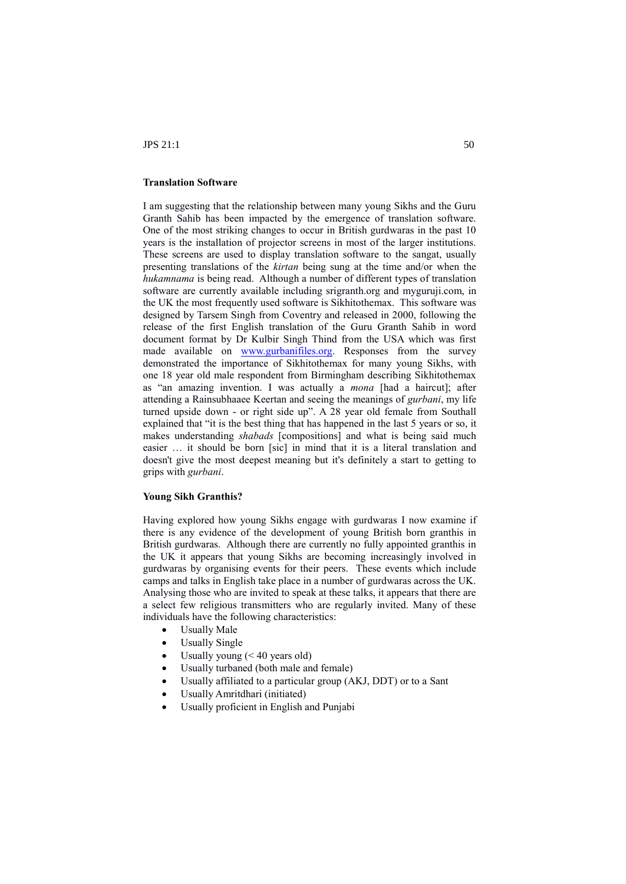**Translation Software**

I am suggesting that the relationship between many young Sikhs and the Guru Granth Sahib has been impacted by the emergence of translation software. One of the most striking changes to occur in British gurdwaras in the past 10 years is the installation of projector screens in most of the larger institutions. These screens are used to display translation software to the sangat, usually presenting translations of the *kirtan* being sung at the time and/or when the *hukamnama* is being read. Although a number of different types of translation software are currently available including srigranth.org and myguruji.com, in the UK the most frequently used software is Sikhitothemax. This software was designed by Tarsem Singh from Coventry and released in 2000, following the release of the first English translation of the Guru Granth Sahib in word document format by Dr Kulbir Singh Thind from the USA which was first made available on www.gurbanifiles.org. Responses from the survey demonstrated the importance of Sikhitothemax for many young Sikhs, with one 18 year old male respondent from Birmingham describing Sikhitothemax as "an amazing invention. I was actually a *mona* [had a haircut]; after attending a Rainsubhaaee Keertan and seeing the meanings of *gurbani*, my life turned upside down - or right side up". A 28 year old female from Southall explained that "it is the best thing that has happened in the last 5 years or so, it makes understanding *shabads* [compositions] and what is being said much easier … it should be born [sic] in mind that it is a literal translation and doesn't give the most deepest meaning but it's definitely a start to getting to grips with *gurbani*.

**Young Sikh Granthis?**

Having explored how young Sikhs engage with gurdwaras I now examine if there is any evidence of the development of young British born granthis in British gurdwaras. Although there are currently no fully appointed granthis in the UK it appears that young Sikhs are becoming increasingly involved in gurdwaras by organising events for their peers. These events which include camps and talks in English take place in a number of gurdwaras across the UK. Analysing those who are invited to speak at these talks, it appears that there are a select few religious transmitters who are regularly invited. Many of these individuals have the following characteristics:

- Usually Male
- Usually Single
- Usually young (< 40 years old)
- Usually turbaned (both male and female)
- Usually affiliated to a particular group (AKJ, DDT) or to a Sant
- Usually Amritdhari (initiated)
- Usually proficient in English and Punjabi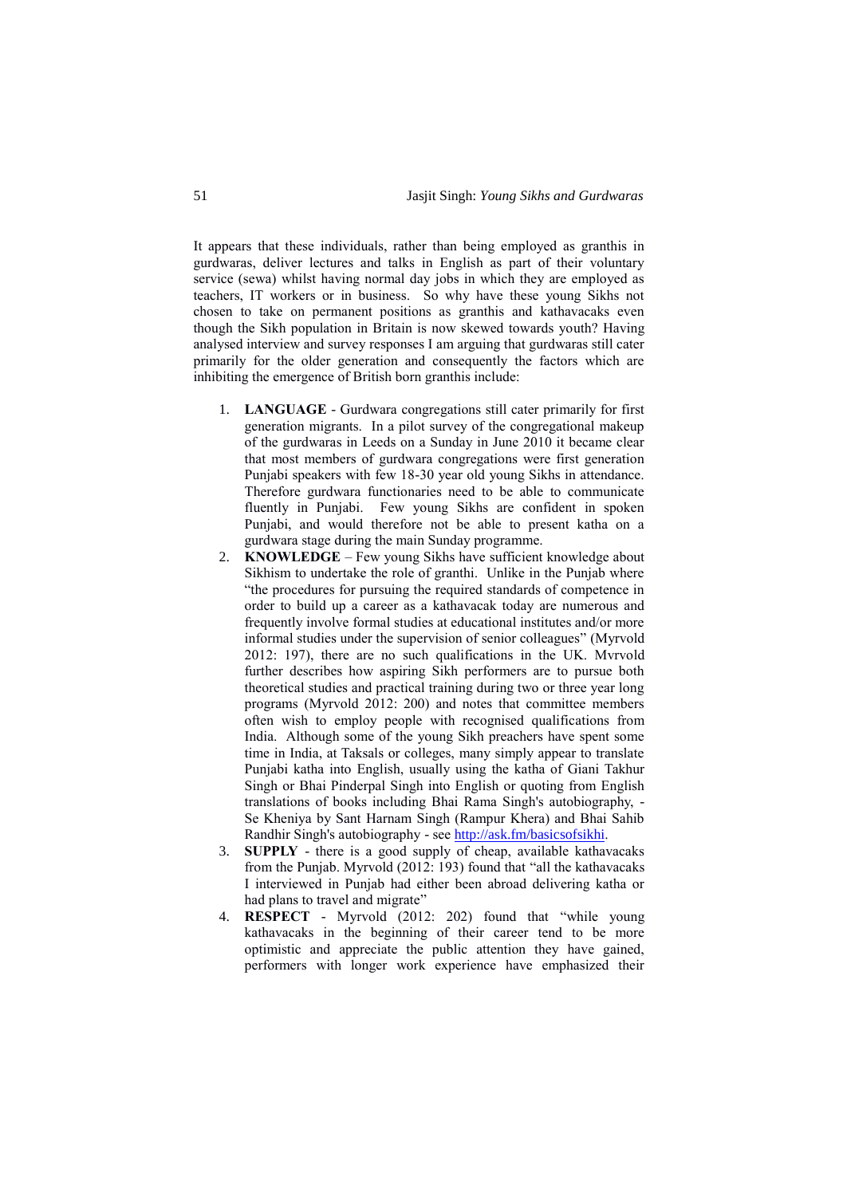It appears that these individuals, rather than being employed as granthis in gurdwaras, deliver lectures and talks in English as part of their voluntary service (sewa) whilst having normal day jobs in which they are employed as teachers, IT workers or in business. So why have these young Sikhs not chosen to take on permanent positions as granthis and kathavacaks even though the Sikh population in Britain is now skewed towards youth? Having analysed interview and survey responses I am arguing that gurdwaras still cater primarily for the older generation and consequently the factors which are inhibiting the emergence of British born granthis include:

1. **LANGUAGE** - Gurdwara congregations still cater primarily for first generation migrants. In a pilot survey of the congregational makeup of the gurdwaras in Leeds on a Sunday in June 2010 it became clear that most members of gurdwara congregations were first generation Punjabi speakers with few 18-30 year old young Sikhs in attendance. Therefore gurdwara functionaries need to be able to communicate fluently in Punjabi. Few young Sikhs are confident in spoken Punjabi, and would therefore not be able to present katha on a gurdwara stage during the main Sunday programme.
2. **KNOWLEDGE** – Few young Sikhs have sufficient knowledge about Sikhism to undertake the role of granthi. Unlike in the Punjab where "the procedures for pursuing the required standards of competence in order to build up a career as a kathavacak today are numerous and frequently involve formal studies at educational institutes and/or more informal studies under the supervision of senior colleagues" (Myrvold 2012: 197), there are no such qualifications in the UK. Mvrvold further describes how aspiring Sikh performers are to pursue both theoretical studies and practical training during two or three year long programs (Myrvold 2012: 200) and notes that committee members often wish to employ people with recognised qualifications from India. Although some of the young Sikh preachers have spent some time in India, at Taksals or colleges, many simply appear to translate Punjabi katha into English, usually using the katha of Giani Takhur Singh or Bhai Pinderpal Singh into English or quoting from English translations of books including Bhai Rama Singh's autobiography, - Se Kheniya by Sant Harnam Singh (Rampur Khera) and Bhai Sahib Randhir Singh's autobiography - see http://ask.fm/basicsofsikhi.
3. **SUPPLY** - there is a good supply of cheap, available kathavacaks from the Punjab. Myrvold (2012: 193) found that "all the kathavacaks I interviewed in Punjab had either been abroad delivering katha or had plans to travel and migrate"
4. **RESPECT** - Myrvold (2012: 202) found that "while young kathavacaks in the beginning of their career tend to be more optimistic and appreciate the public attention they have gained, performers with longer work experience have emphasized their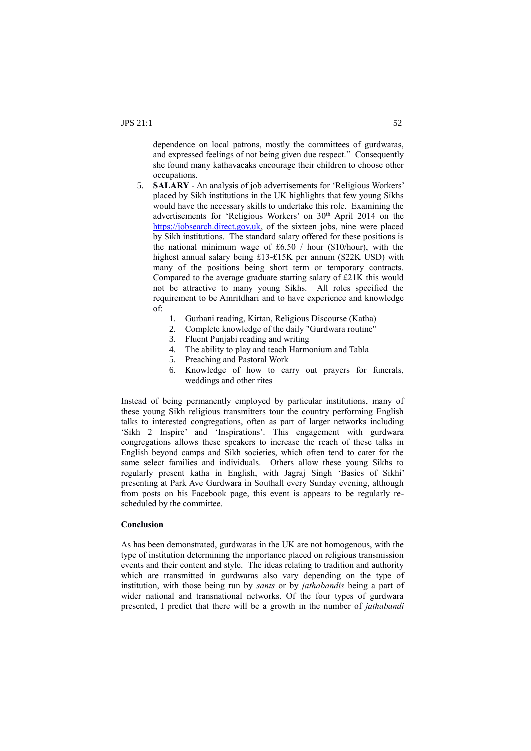dependence on local patrons, mostly the committees of gurdwaras, and expressed feelings of not being given due respect." Consequently she found many kathavacaks encourage their children to choose other occupations.

5. **SALARY** - An analysis of job advertisements for 'Religious Workers' placed by Sikh institutions in the UK highlights that few young Sikhs would have the necessary skills to undertake this role. Examining the advertisements for 'Religious Workers' on 30th April 2014 on the https://jobsearch.direct.gov.uk, of the sixteen jobs, nine were placed by Sikh institutions. The standard salary offered for these positions is the national minimum wage of £6.50 / hour ($10/hour), with the highest annual salary being £13-£15K per annum ($22K USD) with many of the positions being short term or temporary contracts. Compared to the average graduate starting salary of £21K this would not be attractive to many young Sikhs. All roles specified the requirement to be Amritdhari and to have experience and knowledge of:
    1. Gurbani reading, Kirtan, Religious Discourse (Katha)
    2. Complete knowledge of the daily "Gurdwara routine"
    3. Fluent Punjabi reading and writing
    4. The ability to play and teach Harmonium and Tabla
    5. Preaching and Pastoral Work
    6. Knowledge of how to carry out prayers for funerals, weddings and other rites

Instead of being permanently employed by particular institutions, many of these young Sikh religious transmitters tour the country performing English talks to interested congregations, often as part of larger networks including 'Sikh 2 Inspire' and 'Inspirations'. This engagement with gurdwara congregations allows these speakers to increase the reach of these talks in English beyond camps and Sikh societies, which often tend to cater for the same select families and individuals. Others allow these young Sikhs to regularly present katha in English, with Jagraj Singh 'Basics of Sikhi' presenting at Park Ave Gurdwara in Southall every Sunday evening, although from posts on his Facebook page, this event is appears to be regularly re-scheduled by the committee.

## Conclusion

As has been demonstrated, gurdwaras in the UK are not homogenous, with the type of institution determining the importance placed on religious transmission events and their content and style. The ideas relating to tradition and authority which are transmitted in gurdwaras also vary depending on the type of institution, with those being run by *sants* or by *jathabandis* being a part of wider national and transnational networks. Of the four types of gurdwara presented, I predict that there will be a growth in the number of *jathabandi*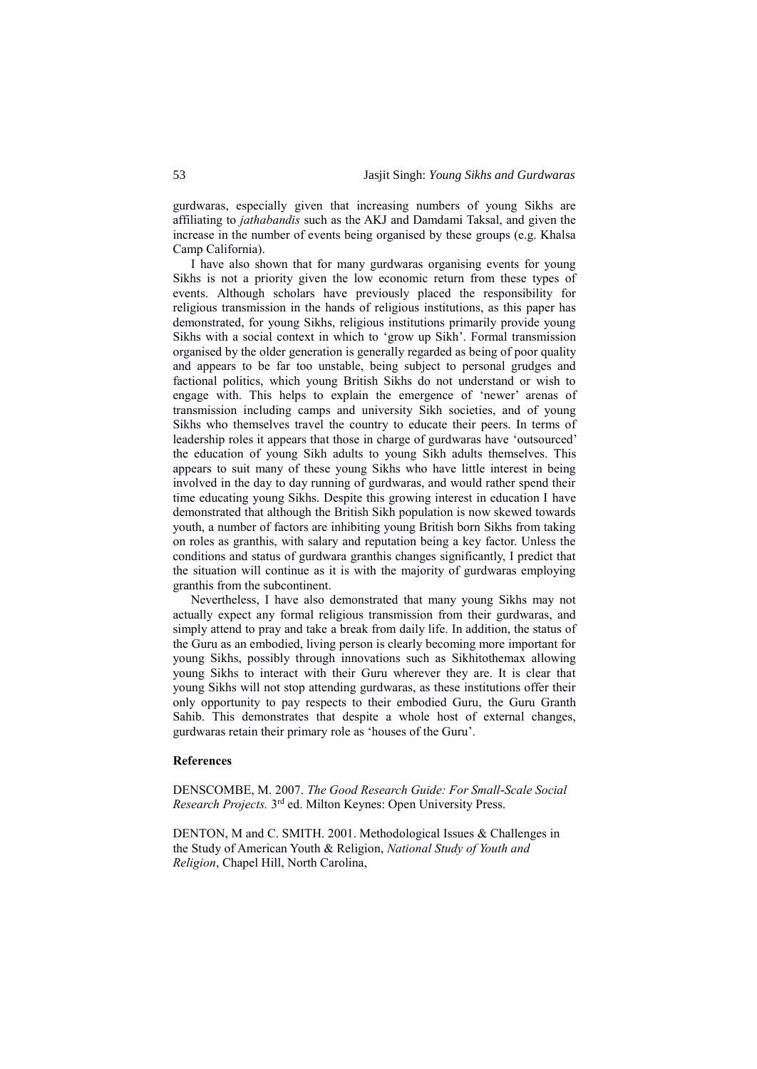gurdwaras, especially given that increasing numbers of young Sikhs are affiliating to *jathabandis* such as the AKJ and Damdami Taksal, and given the increase in the number of events being organised by these groups (e.g. Khalsa Camp California).

I have also shown that for many gurdwaras organising events for young Sikhs is not a priority given the low economic return from these types of events. Although scholars have previously placed the responsibility for religious transmission in the hands of religious institutions, as this paper has demonstrated, for young Sikhs, religious institutions primarily provide young Sikhs with a social context in which to 'grow up Sikh'. Formal transmission organised by the older generation is generally regarded as being of poor quality and appears to be far too unstable, being subject to personal grudges and factional politics, which young British Sikhs do not understand or wish to engage with. This helps to explain the emergence of 'newer' arenas of transmission including camps and university Sikh societies, and of young Sikhs who themselves travel the country to educate their peers. In terms of leadership roles it appears that those in charge of gurdwaras have 'outsourced' the education of young Sikh adults to young Sikh adults themselves. This appears to suit many of these young Sikhs who have little interest in being involved in the day to day running of gurdwaras, and would rather spend their time educating young Sikhs. Despite this growing interest in education I have demonstrated that although the British Sikh population is now skewed towards youth, a number of factors are inhibiting young British born Sikhs from taking on roles as granthis, with salary and reputation being a key factor. Unless the conditions and status of gurdwara granthis changes significantly, I predict that the situation will continue as it is with the majority of gurdwaras employing granthis from the subcontinent.

Nevertheless, I have also demonstrated that many young Sikhs may not actually expect any formal religious transmission from their gurdwaras, and simply attend to pray and take a break from daily life. In addition, the status of the Guru as an embodied, living person is clearly becoming more important for young Sikhs, possibly through innovations such as Sikhitothemax allowing young Sikhs to interact with their Guru wherever they are. It is clear that young Sikhs will not stop attending gurdwaras, as these institutions offer their only opportunity to pay respects to their embodied Guru, the Guru Granth Sahib. This demonstrates that despite a whole host of external changes, gurdwaras retain their primary role as 'houses of the Guru'.

**References**

DENSCOMBE, M. 2007. *The Good Research Guide: For Small-Scale Social Research Projects.* 3rd ed. Milton Keynes: Open University Press.

DENTON, M and C. SMITH. 2001. Methodological Issues & Challenges in the Study of American Youth & Religion, *National Study of Youth and Religion*, Chapel Hill, North Carolina,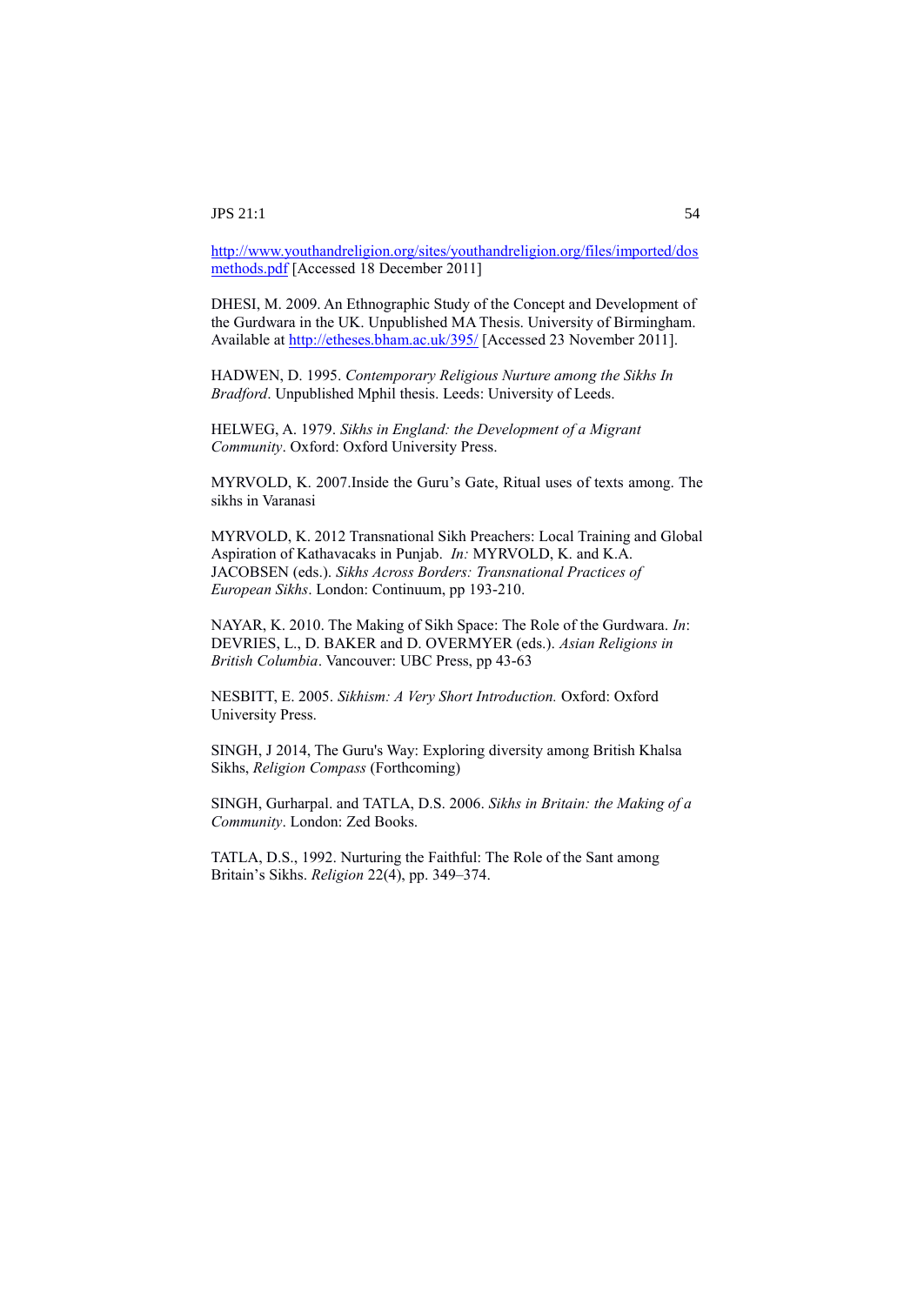http://www.youthandreligion.org/sites/youthandreligion.org/files/imported/dosmethods.pdf [Accessed 18 December 2011]

DHESI, M. 2009. An Ethnographic Study of the Concept and Development of the Gurdwara in the UK. Unpublished MA Thesis. University of Birmingham. Available at http://etheses.bham.ac.uk/395/ [Accessed 23 November 2011].

HADWEN, D. 1995. *Contemporary Religious Nurture among the Sikhs In Bradford*. Unpublished Mphil thesis. Leeds: University of Leeds.

HELWEG, A. 1979. *Sikhs in England: the Development of a Migrant Community*. Oxford: Oxford University Press.

MYRVOLD, K. 2007.Inside the Guru's Gate, Ritual uses of texts among. The sikhs in Varanasi

MYRVOLD, K. 2012 Transnational Sikh Preachers: Local Training and Global Aspiration of Kathavacaks in Punjab. *In:* MYRVOLD, K. and K.A. JACOBSEN (eds.). *Sikhs Across Borders: Transnational Practices of European Sikhs*. London: Continuum, pp 193-210.

NAYAR, K. 2010. The Making of Sikh Space: The Role of the Gurdwara. *In*: DEVRIES, L., D. BAKER and D. OVERMYER (eds.). *Asian Religions in British Columbia*. Vancouver: UBC Press, pp 43-63

NESBITT, E. 2005. *Sikhism: A Very Short Introduction.* Oxford: Oxford University Press.

SINGH, J 2014, The Guru's Way: Exploring diversity among British Khalsa Sikhs, *Religion Compass* (Forthcoming)

SINGH, Gurharpal. and TATLA, D.S. 2006. *Sikhs in Britain: the Making of a Community*. London: Zed Books.

TATLA, D.S., 1992. Nurturing the Faithful: The Role of the Sant among Britain's Sikhs. *Religion* 22(4), pp. 349–374.